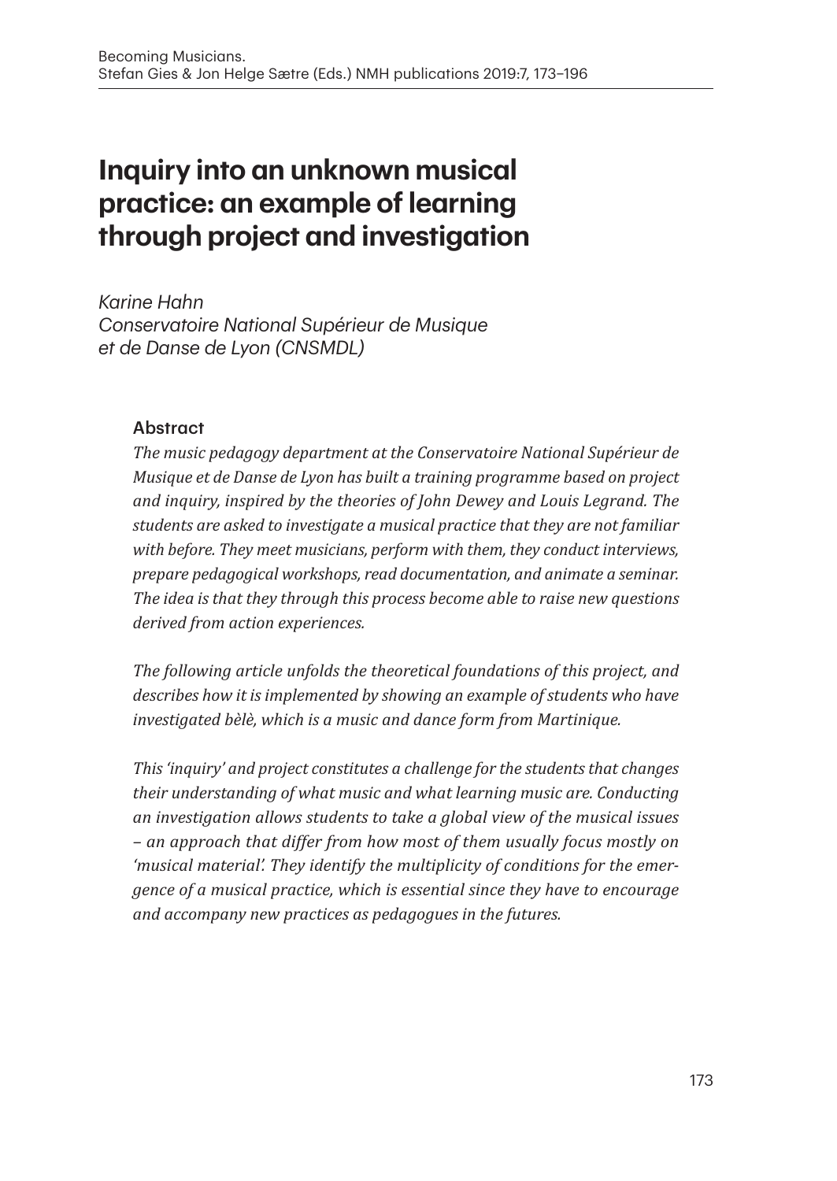# Inquiry into an unknown musical practice: an example of learning through project and investigation

*Karine Hahn*
*Conservatoire National Supérieur de Musique et de Danse de Lyon (CNSMDL)*

### Abstract

*The music pedagogy department at the Conservatoire National Supérieur de Musique et de Danse de Lyon has built a training programme based on project and inquiry, inspired by the theories of John Dewey and Louis Legrand. The students are asked to investigate a musical practice that they are not familiar with before. They meet musicians, perform with them, they conduct interviews, prepare pedagogical workshops, read documentation, and animate a seminar. The idea is that they through this process become able to raise new questions derived from action experiences.*

*The following article unfolds the theoretical foundations of this project, and describes how it is implemented by showing an example of students who have investigated bèlè, which is a music and dance form from Martinique.*

*This 'inquiry' and project constitutes a challenge for the students that changes their understanding of what music and what learning music are. Conducting an investigation allows students to take a global view of the musical issues – an approach that differ from how most of them usually focus mostly on 'musical material'. They identify the multiplicity of conditions for the emergence of a musical practice, which is essential since they have to encourage and accompany new practices as pedagogues in the futures.*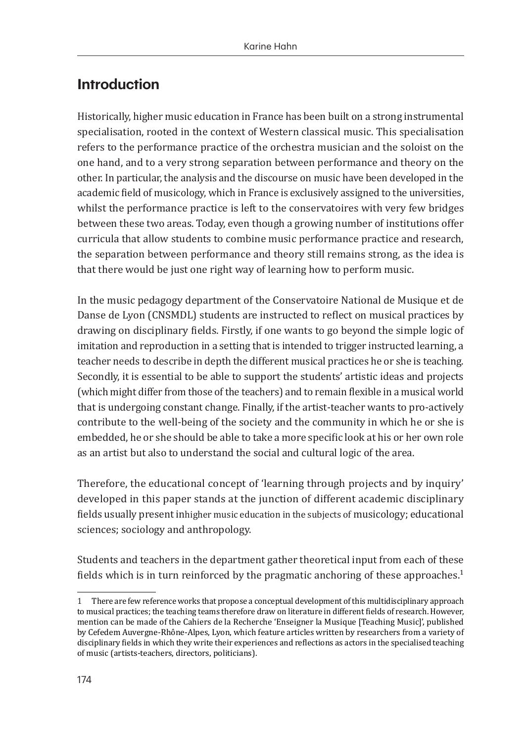## Introduction

Historically, higher music education in France has been built on a strong instrumental specialisation, rooted in the context of Western classical music. This specialisation refers to the performance practice of the orchestra musician and the soloist on the one hand, and to a very strong separation between performance and theory on the other. In particular, the analysis and the discourse on music have been developed in the academic field of musicology, which in France is exclusively assigned to the universities, whilst the performance practice is left to the conservatoires with very few bridges between these two areas. Today, even though a growing number of institutions offer curricula that allow students to combine music performance practice and research, the separation between performance and theory still remains strong, as the idea is that there would be just one right way of learning how to perform music.

In the music pedagogy department of the Conservatoire National de Musique et de Danse de Lyon (CNSMDL) students are instructed to reflect on musical practices by drawing on disciplinary fields. Firstly, if one wants to go beyond the simple logic of imitation and reproduction in a setting that is intended to trigger instructed learning, a teacher needs to describe in depth the different musical practices he or she is teaching. Secondly, it is essential to be able to support the students' artistic ideas and projects (which might differ from those of the teachers) and to remain flexible in a musical world that is undergoing constant change. Finally, if the artist-teacher wants to pro-actively contribute to the well-being of the society and the community in which he or she is embedded, he or she should be able to take a more specific look at his or her own role as an artist but also to understand the social and cultural logic of the area.

Therefore, the educational concept of 'learning through projects and by inquiry' developed in this paper stands at the junction of different academic disciplinary fields usually present inhigher music education in the subjects of musicology; educational sciences; sociology and anthropology.

Students and teachers in the department gather theoretical input from each of these fields which is in turn reinforced by the pragmatic anchoring of these approaches.[1]

[1] There are few reference works that propose a conceptual development of this multidisciplinary approach to musical practices; the teaching teams therefore draw on literature in different fields of research. However, mention can be made of the Cahiers de la Recherche 'Enseigner la Musique [Teaching Music]', published by Cefedem Auvergne-Rhône-Alpes, Lyon, which feature articles written by researchers from a variety of disciplinary fields in which they write their experiences and reflections as actors in the specialised teaching of music (artists-teachers, directors, politicians).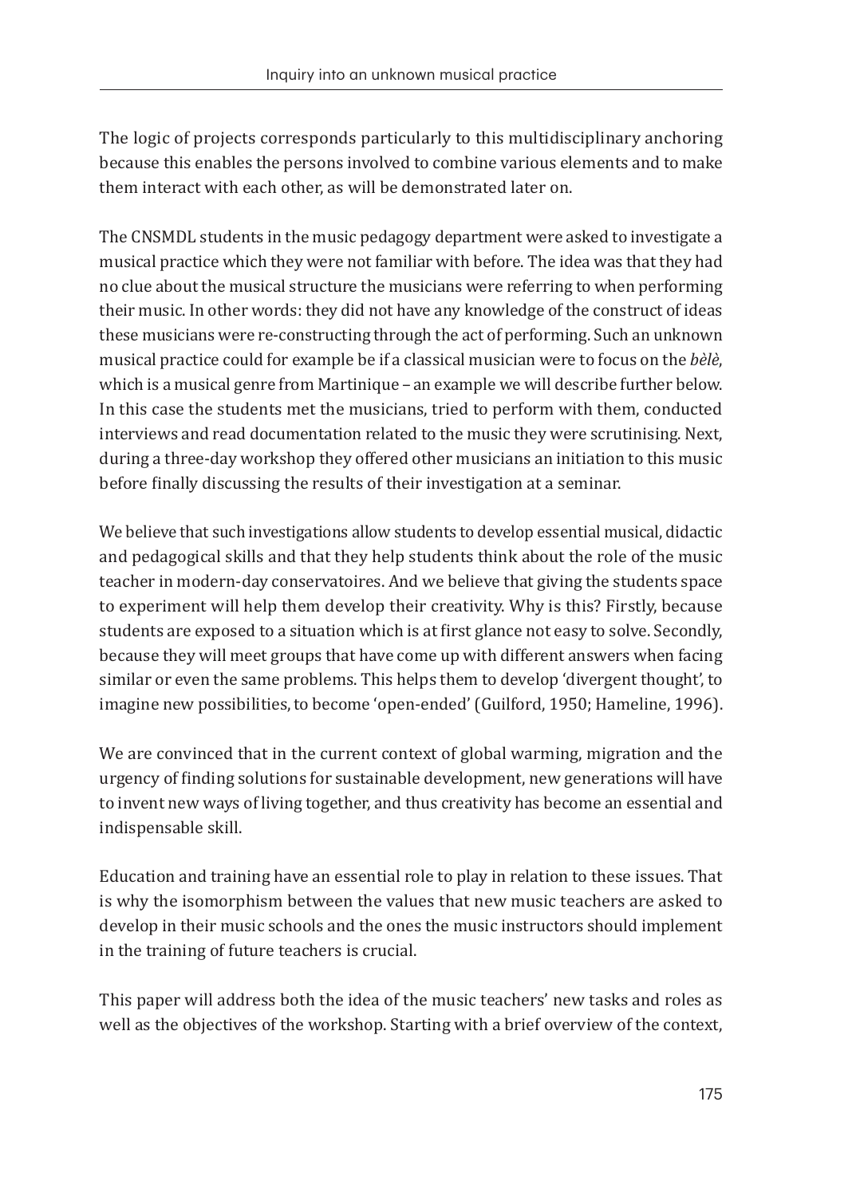The logic of projects corresponds particularly to this multidisciplinary anchoring because this enables the persons involved to combine various elements and to make them interact with each other, as will be demonstrated later on.

The CNSMDL students in the music pedagogy department were asked to investigate a musical practice which they were not familiar with before. The idea was that they had no clue about the musical structure the musicians were referring to when performing their music. In other words: they did not have any knowledge of the construct of ideas these musicians were re-constructing through the act of performing. Such an unknown musical practice could for example be if a classical musician were to focus on the *bèlè*, which is a musical genre from Martinique – an example we will describe further below. In this case the students met the musicians, tried to perform with them, conducted interviews and read documentation related to the music they were scrutinising. Next, during a three-day workshop they offered other musicians an initiation to this music before finally discussing the results of their investigation at a seminar.

We believe that such investigations allow students to develop essential musical, didactic and pedagogical skills and that they help students think about the role of the music teacher in modern-day conservatoires. And we believe that giving the students space to experiment will help them develop their creativity. Why is this? Firstly, because students are exposed to a situation which is at first glance not easy to solve. Secondly, because they will meet groups that have come up with different answers when facing similar or even the same problems. This helps them to develop 'divergent thought', to imagine new possibilities, to become 'open-ended' (Guilford, 1950; Hameline, 1996).

We are convinced that in the current context of global warming, migration and the urgency of finding solutions for sustainable development, new generations will have to invent new ways of living together, and thus creativity has become an essential and indispensable skill.

Education and training have an essential role to play in relation to these issues. That is why the isomorphism between the values that new music teachers are asked to develop in their music schools and the ones the music instructors should implement in the training of future teachers is crucial.

This paper will address both the idea of the music teachers' new tasks and roles as well as the objectives of the workshop. Starting with a brief overview of the context,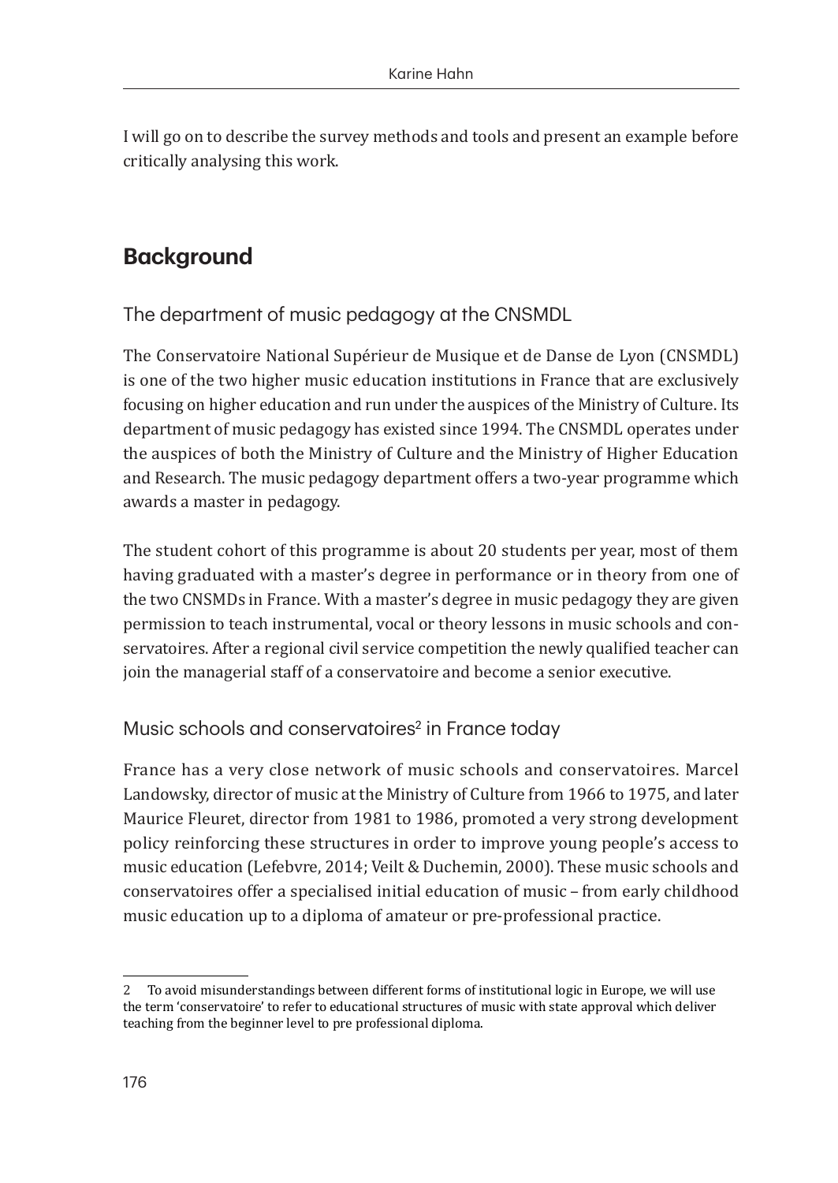I will go on to describe the survey methods and tools and present an example before critically analysing this work.

## Background

### The department of music pedagogy at the CNSMDL

The Conservatoire National Supérieur de Musique et de Danse de Lyon (CNSMDL) is one of the two higher music education institutions in France that are exclusively focusing on higher education and run under the auspices of the Ministry of Culture. Its department of music pedagogy has existed since 1994. The CNSMDL operates under the auspices of both the Ministry of Culture and the Ministry of Higher Education and Research. The music pedagogy department offers a two-year programme which awards a master in pedagogy.

The student cohort of this programme is about 20 students per year, most of them having graduated with a master's degree in performance or in theory from one of the two CNSMDs in France. With a master's degree in music pedagogy they are given permission to teach instrumental, vocal or theory lessons in music schools and conservatoires. After a regional civil service competition the newly qualified teacher can join the managerial staff of a conservatoire and become a senior executive.

### Music schools and conservatoires[2] in France today

France has a very close network of music schools and conservatoires. Marcel Landowsky, director of music at the Ministry of Culture from 1966 to 1975, and later Maurice Fleuret, director from 1981 to 1986, promoted a very strong development policy reinforcing these structures in order to improve young people's access to music education (Lefebvre, 2014; Veilt & Duchemin, 2000). These music schools and conservatoires offer a specialised initial education of music – from early childhood music education up to a diploma of amateur or pre-professional practice.

2 To avoid misunderstandings between different forms of institutional logic in Europe, we will use the term 'conservatoire' to refer to educational structures of music with state approval which deliver teaching from the beginner level to pre professional diploma.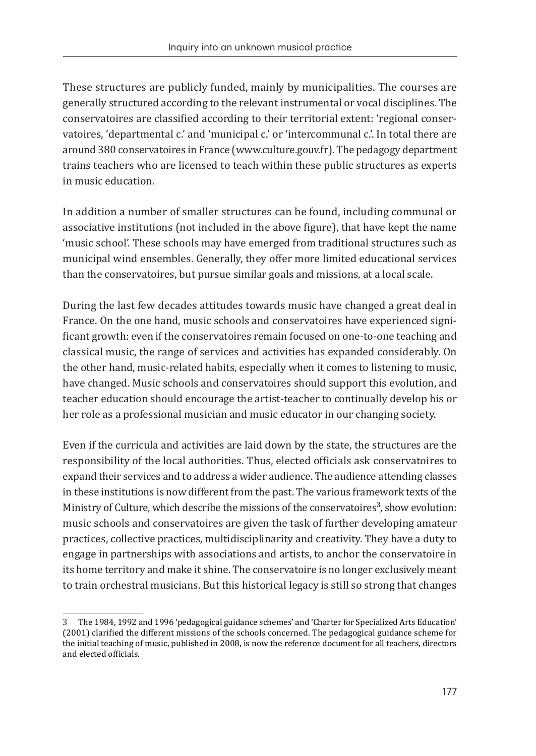These structures are publicly funded, mainly by municipalities. The courses are generally structured according to the relevant instrumental or vocal disciplines. The conservatoires are classified according to their territorial extent: 'regional conservatoires, 'departmental c.' and 'municipal c.' or 'intercommunal c.'. In total there are around 380 conservatoires in France (www.culture.gouv.fr). The pedagogy department trains teachers who are licensed to teach within these public structures as experts in music education.

In addition a number of smaller structures can be found, including communal or associative institutions (not included in the above figure), that have kept the name 'music school'. These schools may have emerged from traditional structures such as municipal wind ensembles. Generally, they offer more limited educational services than the conservatoires, but pursue similar goals and missions, at a local scale.

During the last few decades attitudes towards music have changed a great deal in France. On the one hand, music schools and conservatoires have experienced significant growth: even if the conservatoires remain focused on one-to-one teaching and classical music, the range of services and activities has expanded considerably. On the other hand, music-related habits, especially when it comes to listening to music, have changed. Music schools and conservatoires should support this evolution, and teacher education should encourage the artist-teacher to continually develop his or her role as a professional musician and music educator in our changing society.

Even if the curricula and activities are laid down by the state, the structures are the responsibility of the local authorities. Thus, elected officials ask conservatoires to expand their services and to address a wider audience. The audience attending classes in these institutions is now different from the past. The various framework texts of the Ministry of Culture, which describe the missions of the conservatoires[3], show evolution: music schools and conservatoires are given the task of further developing amateur practices, collective practices, multidisciplinarity and creativity. They have a duty to engage in partnerships with associations and artists, to anchor the conservatoire in its home territory and make it shine. The conservatoire is no longer exclusively meant to train orchestral musicians. But this historical legacy is still so strong that changes

---

3 The 1984, 1992 and 1996 'pedagogical guidance schemes' and 'Charter for Specialized Arts Education' (2001) clarified the different missions of the schools concerned. The pedagogical guidance scheme for the initial teaching of music, published in 2008, is now the reference document for all teachers, directors and elected officials.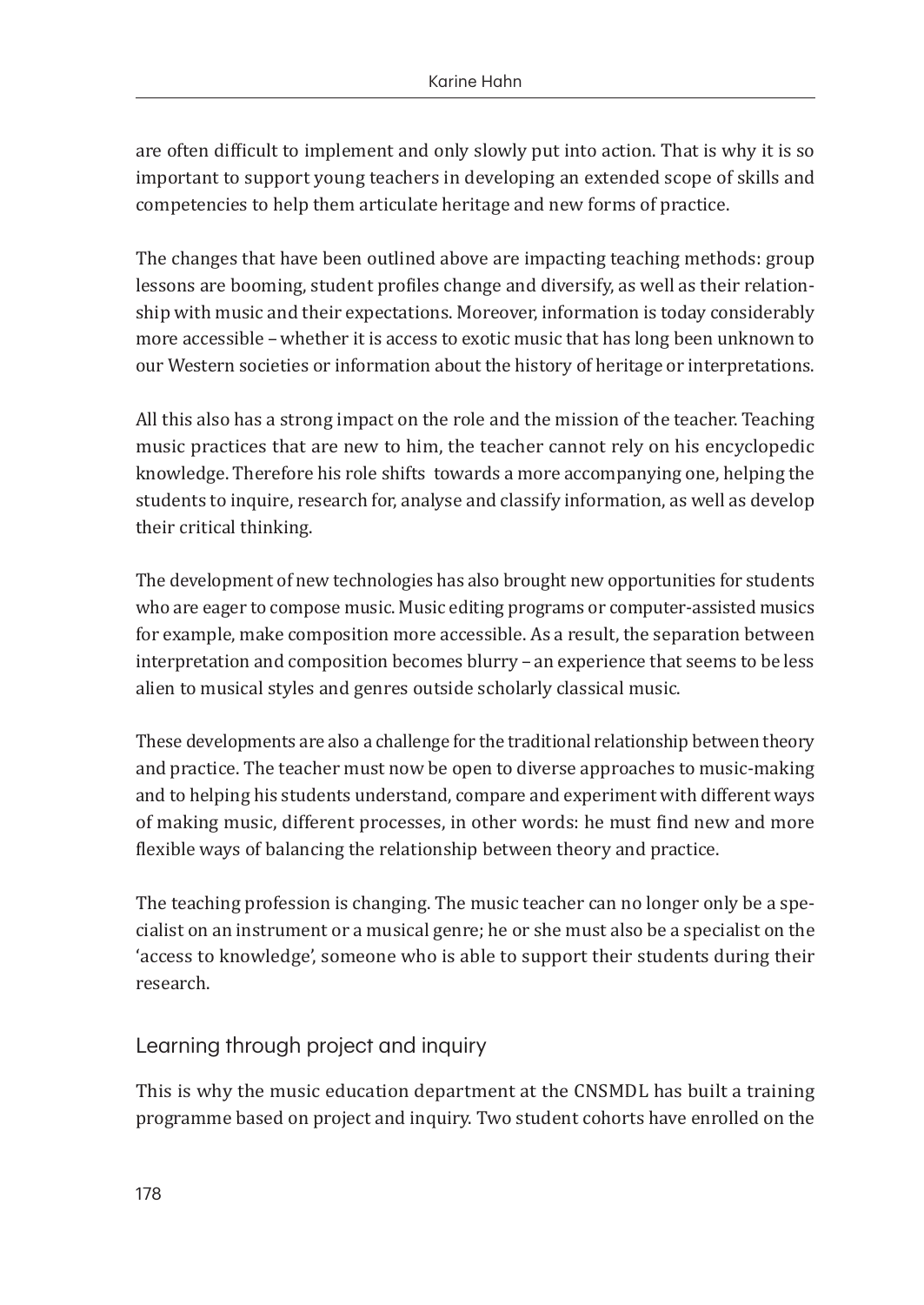are often difficult to implement and only slowly put into action. That is why it is so important to support young teachers in developing an extended scope of skills and competencies to help them articulate heritage and new forms of practice.

The changes that have been outlined above are impacting teaching methods: group lessons are booming, student profiles change and diversify, as well as their relationship with music and their expectations. Moreover, information is today considerably more accessible – whether it is access to exotic music that has long been unknown to our Western societies or information about the history of heritage or interpretations.

All this also has a strong impact on the role and the mission of the teacher. Teaching music practices that are new to him, the teacher cannot rely on his encyclopedic knowledge. Therefore his role shifts towards a more accompanying one, helping the students to inquire, research for, analyse and classify information, as well as develop their critical thinking.

The development of new technologies has also brought new opportunities for students who are eager to compose music. Music editing programs or computer-assisted musics for example, make composition more accessible. As a result, the separation between interpretation and composition becomes blurry – an experience that seems to be less alien to musical styles and genres outside scholarly classical music.

These developments are also a challenge for the traditional relationship between theory and practice. The teacher must now be open to diverse approaches to music-making and to helping his students understand, compare and experiment with different ways of making music, different processes, in other words: he must find new and more flexible ways of balancing the relationship between theory and practice.

The teaching profession is changing. The music teacher can no longer only be a specialist on an instrument or a musical genre; he or she must also be a specialist on the 'access to knowledge', someone who is able to support their students during their research.

## Learning through project and inquiry

This is why the music education department at the CNSMDL has built a training programme based on project and inquiry. Two student cohorts have enrolled on the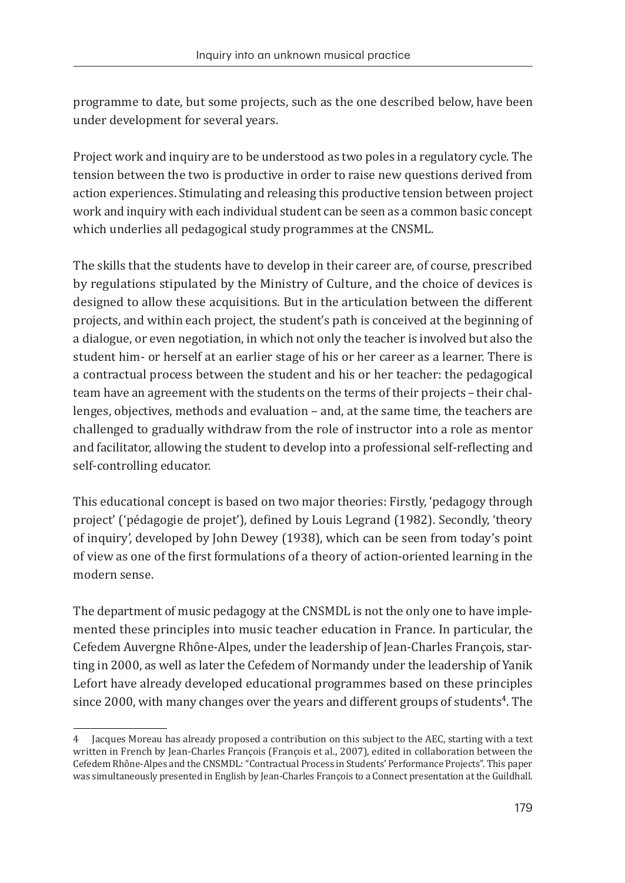programme to date, but some projects, such as the one described below, have been under development for several years.

Project work and inquiry are to be understood as two poles in a regulatory cycle. The tension between the two is productive in order to raise new questions derived from action experiences. Stimulating and releasing this productive tension between project work and inquiry with each individual student can be seen as a common basic concept which underlies all pedagogical study programmes at the CNSML.

The skills that the students have to develop in their career are, of course, prescribed by regulations stipulated by the Ministry of Culture, and the choice of devices is designed to allow these acquisitions. But in the articulation between the different projects, and within each project, the student's path is conceived at the beginning of a dialogue, or even negotiation, in which not only the teacher is involved but also the student him- or herself at an earlier stage of his or her career as a learner. There is a contractual process between the student and his or her teacher: the pedagogical team have an agreement with the students on the terms of their projects – their challenges, objectives, methods and evaluation – and, at the same time, the teachers are challenged to gradually withdraw from the role of instructor into a role as mentor and facilitator, allowing the student to develop into a professional self-reflecting and self-controlling educator.

This educational concept is based on two major theories: Firstly, 'pedagogy through project' ('pédagogie de projet'), defined by Louis Legrand (1982). Secondly, 'theory of inquiry', developed by John Dewey (1938), which can be seen from today's point of view as one of the first formulations of a theory of action-oriented learning in the modern sense.

The department of music pedagogy at the CNSMDL is not the only one to have implemented these principles into music teacher education in France. In particular, the Cefedem Auvergne Rhône-Alpes, under the leadership of Jean-Charles François, starting in 2000, as well as later the Cefedem of Normandy under the leadership of Yanik Lefort have already developed educational programmes based on these principles since 2000, with many changes over the years and different groups of students[4]. The

4 Jacques Moreau has already proposed a contribution on this subject to the AEC, starting with a text written in French by Jean-Charles François (François et al., 2007), edited in collaboration between the Cefedem Rhône-Alpes and the CNSMDL: "Contractual Process in Students' Performance Projects". This paper was simultaneously presented in English by Jean-Charles François to a Connect presentation at the Guildhall.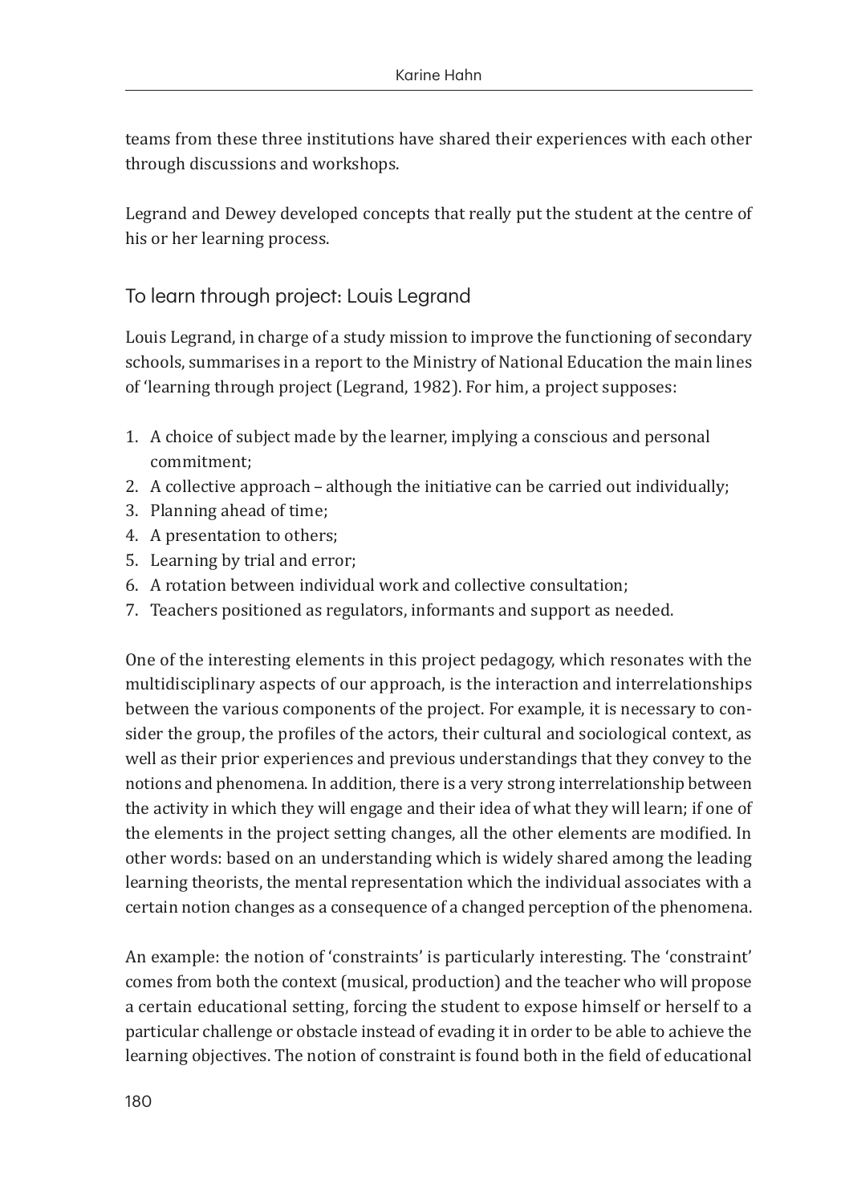teams from these three institutions have shared their experiences with each other through discussions and workshops.

Legrand and Dewey developed concepts that really put the student at the centre of his or her learning process.

## To learn through project: Louis Legrand

Louis Legrand, in charge of a study mission to improve the functioning of secondary schools, summarises in a report to the Ministry of National Education the main lines of 'learning through project (Legrand, 1982). For him, a project supposes:

1. A choice of subject made by the learner, implying a conscious and personal commitment;
2. A collective approach – although the initiative can be carried out individually;
3. Planning ahead of time;
4. A presentation to others;
5. Learning by trial and error;
6. A rotation between individual work and collective consultation;
7. Teachers positioned as regulators, informants and support as needed.

One of the interesting elements in this project pedagogy, which resonates with the multidisciplinary aspects of our approach, is the interaction and interrelationships between the various components of the project. For example, it is necessary to consider the group, the profiles of the actors, their cultural and sociological context, as well as their prior experiences and previous understandings that they convey to the notions and phenomena. In addition, there is a very strong interrelationship between the activity in which they will engage and their idea of what they will learn; if one of the elements in the project setting changes, all the other elements are modified. In other words: based on an understanding which is widely shared among the leading learning theorists, the mental representation which the individual associates with a certain notion changes as a consequence of a changed perception of the phenomena.

An example: the notion of 'constraints' is particularly interesting. The 'constraint' comes from both the context (musical, production) and the teacher who will propose a certain educational setting, forcing the student to expose himself or herself to a particular challenge or obstacle instead of evading it in order to be able to achieve the learning objectives. The notion of constraint is found both in the field of educational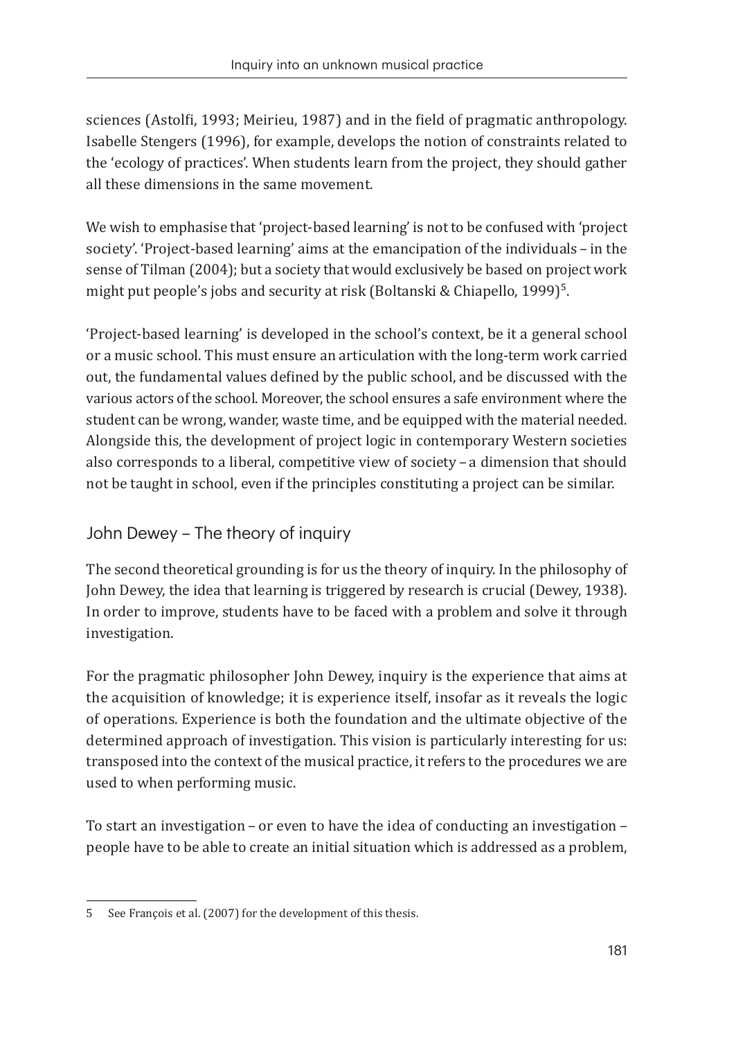sciences (Astolfi, 1993; Meirieu, 1987) and in the field of pragmatic anthropology. Isabelle Stengers (1996), for example, develops the notion of constraints related to the 'ecology of practices'. When students learn from the project, they should gather all these dimensions in the same movement.

We wish to emphasise that 'project-based learning' is not to be confused with 'project society'. 'Project-based learning' aims at the emancipation of the individuals – in the sense of Tilman (2004); but a society that would exclusively be based on project work might put people's jobs and security at risk (Boltanski & Chiapello, 1999)[5].

'Project-based learning' is developed in the school's context, be it a general school or a music school. This must ensure an articulation with the long-term work carried out, the fundamental values defined by the public school, and be discussed with the various actors of the school. Moreover, the school ensures a safe environment where the student can be wrong, wander, waste time, and be equipped with the material needed. Alongside this, the development of project logic in contemporary Western societies also corresponds to a liberal, competitive view of society – a dimension that should not be taught in school, even if the principles constituting a project can be similar.

## John Dewey – The theory of inquiry

The second theoretical grounding is for us the theory of inquiry. In the philosophy of John Dewey, the idea that learning is triggered by research is crucial (Dewey, 1938). In order to improve, students have to be faced with a problem and solve it through investigation.

For the pragmatic philosopher John Dewey, inquiry is the experience that aims at the acquisition of knowledge; it is experience itself, insofar as it reveals the logic of operations. Experience is both the foundation and the ultimate objective of the determined approach of investigation. This vision is particularly interesting for us: transposed into the context of the musical practice, it refers to the procedures we are used to when performing music.

To start an investigation – or even to have the idea of conducting an investigation – people have to be able to create an initial situation which is addressed as a problem,

---

5 See François et al. (2007) for the development of this thesis.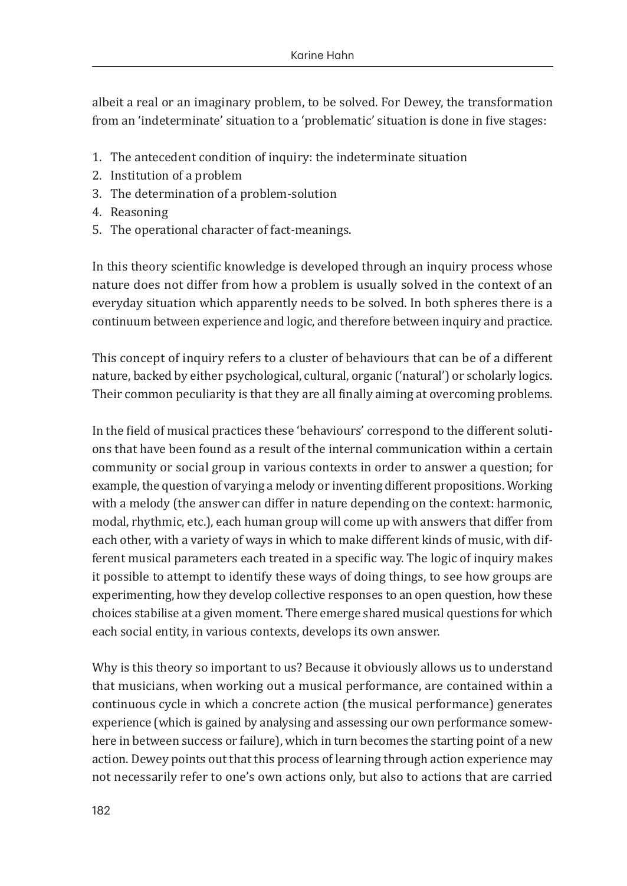albeit a real or an imaginary problem, to be solved. For Dewey, the transformation from an 'indeterminate' situation to a 'problematic' situation is done in five stages:

1. The antecedent condition of inquiry: the indeterminate situation
2. Institution of a problem
3. The determination of a problem-solution
4. Reasoning
5. The operational character of fact-meanings.

In this theory scientific knowledge is developed through an inquiry process whose nature does not differ from how a problem is usually solved in the context of an everyday situation which apparently needs to be solved. In both spheres there is a continuum between experience and logic, and therefore between inquiry and practice.

This concept of inquiry refers to a cluster of behaviours that can be of a different nature, backed by either psychological, cultural, organic ('natural') or scholarly logics. Their common peculiarity is that they are all finally aiming at overcoming problems.

In the field of musical practices these 'behaviours' correspond to the different solutions that have been found as a result of the internal communication within a certain community or social group in various contexts in order to answer a question; for example, the question of varying a melody or inventing different propositions. Working with a melody (the answer can differ in nature depending on the context: harmonic, modal, rhythmic, etc.), each human group will come up with answers that differ from each other, with a variety of ways in which to make different kinds of music, with different musical parameters each treated in a specific way. The logic of inquiry makes it possible to attempt to identify these ways of doing things, to see how groups are experimenting, how they develop collective responses to an open question, how these choices stabilise at a given moment. There emerge shared musical questions for which each social entity, in various contexts, develops its own answer.

Why is this theory so important to us? Because it obviously allows us to understand that musicians, when working out a musical performance, are contained within a continuous cycle in which a concrete action (the musical performance) generates experience (which is gained by analysing and assessing our own performance somewhere in between success or failure), which in turn becomes the starting point of a new action. Dewey points out that this process of learning through action experience may not necessarily refer to one's own actions only, but also to actions that are carried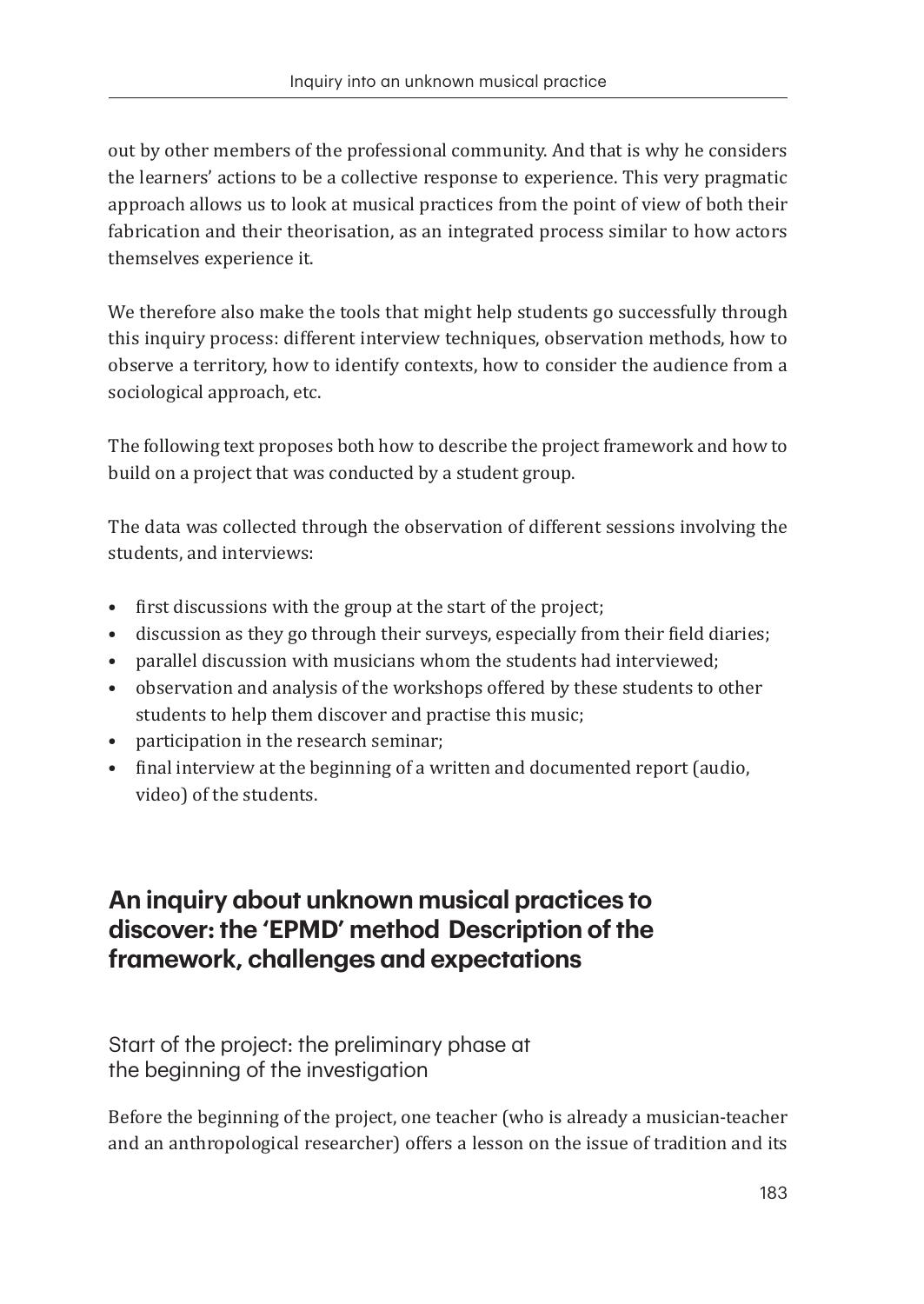out by other members of the professional community. And that is why he considers the learners' actions to be a collective response to experience. This very pragmatic approach allows us to look at musical practices from the point of view of both their fabrication and their theorisation, as an integrated process similar to how actors themselves experience it.

We therefore also make the tools that might help students go successfully through this inquiry process: different interview techniques, observation methods, how to observe a territory, how to identify contexts, how to consider the audience from a sociological approach, etc.

The following text proposes both how to describe the project framework and how to build on a project that was conducted by a student group.

The data was collected through the observation of different sessions involving the students, and interviews:

- first discussions with the group at the start of the project;
- discussion as they go through their surveys, especially from their field diaries;
- parallel discussion with musicians whom the students had interviewed;
- observation and analysis of the workshops offered by these students to other students to help them discover and practise this music;
- participation in the research seminar;
- final interview at the beginning of a written and documented report (audio, video) of the students.

## An inquiry about unknown musical practices to discover: the 'EPMD' method Description of the framework, challenges and expectations

### Start of the project: the preliminary phase at the beginning of the investigation

Before the beginning of the project, one teacher (who is already a musician-teacher and an anthropological researcher) offers a lesson on the issue of tradition and its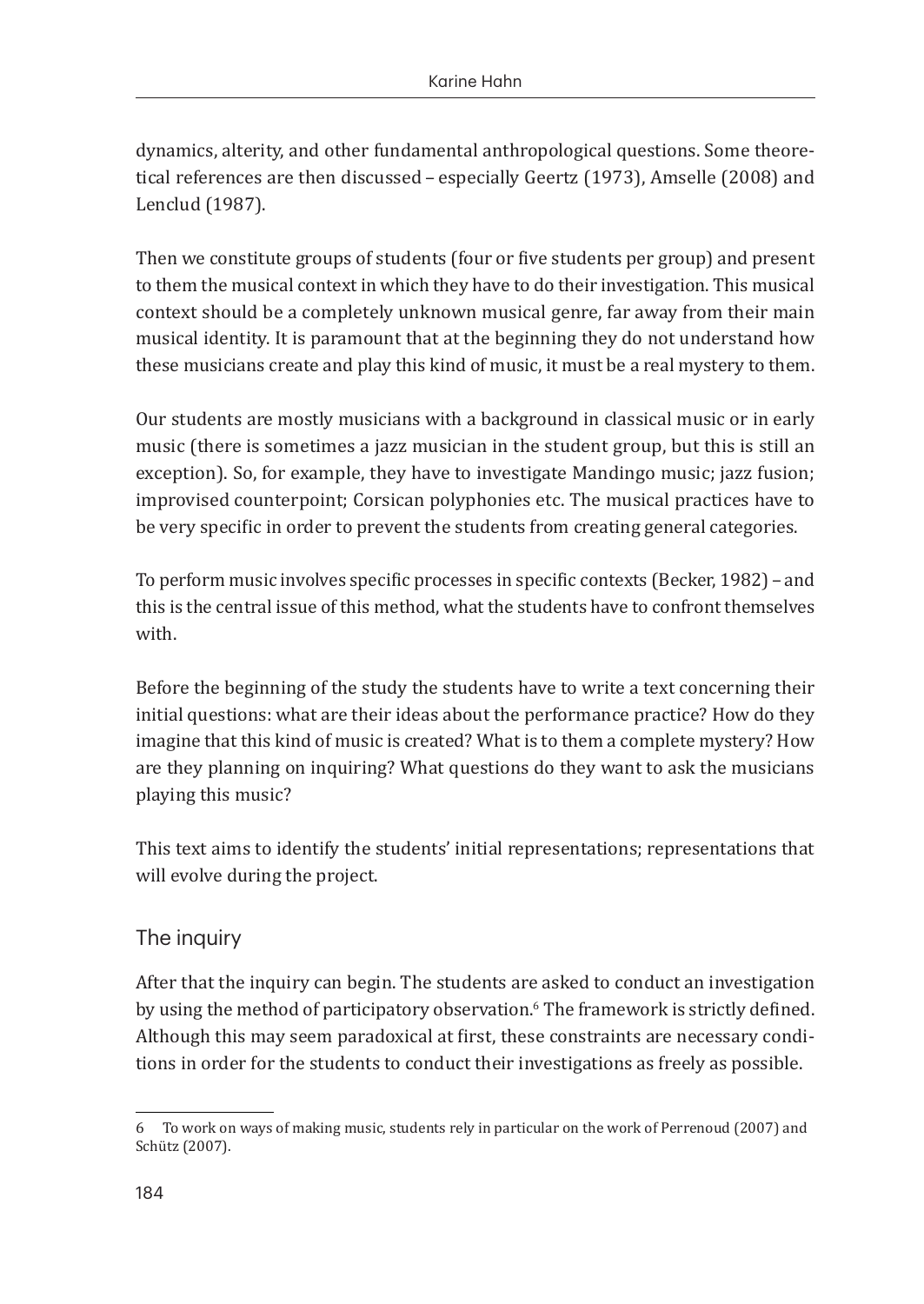dynamics, alterity, and other fundamental anthropological questions. Some theoretical references are then discussed – especially Geertz (1973), Amselle (2008) and Lenclud (1987).

Then we constitute groups of students (four or five students per group) and present to them the musical context in which they have to do their investigation. This musical context should be a completely unknown musical genre, far away from their main musical identity. It is paramount that at the beginning they do not understand how these musicians create and play this kind of music, it must be a real mystery to them.

Our students are mostly musicians with a background in classical music or in early music (there is sometimes a jazz musician in the student group, but this is still an exception). So, for example, they have to investigate Mandingo music; jazz fusion; improvised counterpoint; Corsican polyphonies etc. The musical practices have to be very specific in order to prevent the students from creating general categories.

To perform music involves specific processes in specific contexts (Becker, 1982) – and this is the central issue of this method, what the students have to confront themselves with.

Before the beginning of the study the students have to write a text concerning their initial questions: what are their ideas about the performance practice? How do they imagine that this kind of music is created? What is to them a complete mystery? How are they planning on inquiring? What questions do they want to ask the musicians playing this music?

This text aims to identify the students' initial representations; representations that will evolve during the project.

## The inquiry

After that the inquiry can begin. The students are asked to conduct an investigation by using the method of participatory observation.[6] The framework is strictly defined. Although this may seem paradoxical at first, these constraints are necessary conditions in order for the students to conduct their investigations as freely as possible.

---

6 To work on ways of making music, students rely in particular on the work of Perrenoud (2007) and Schütz (2007).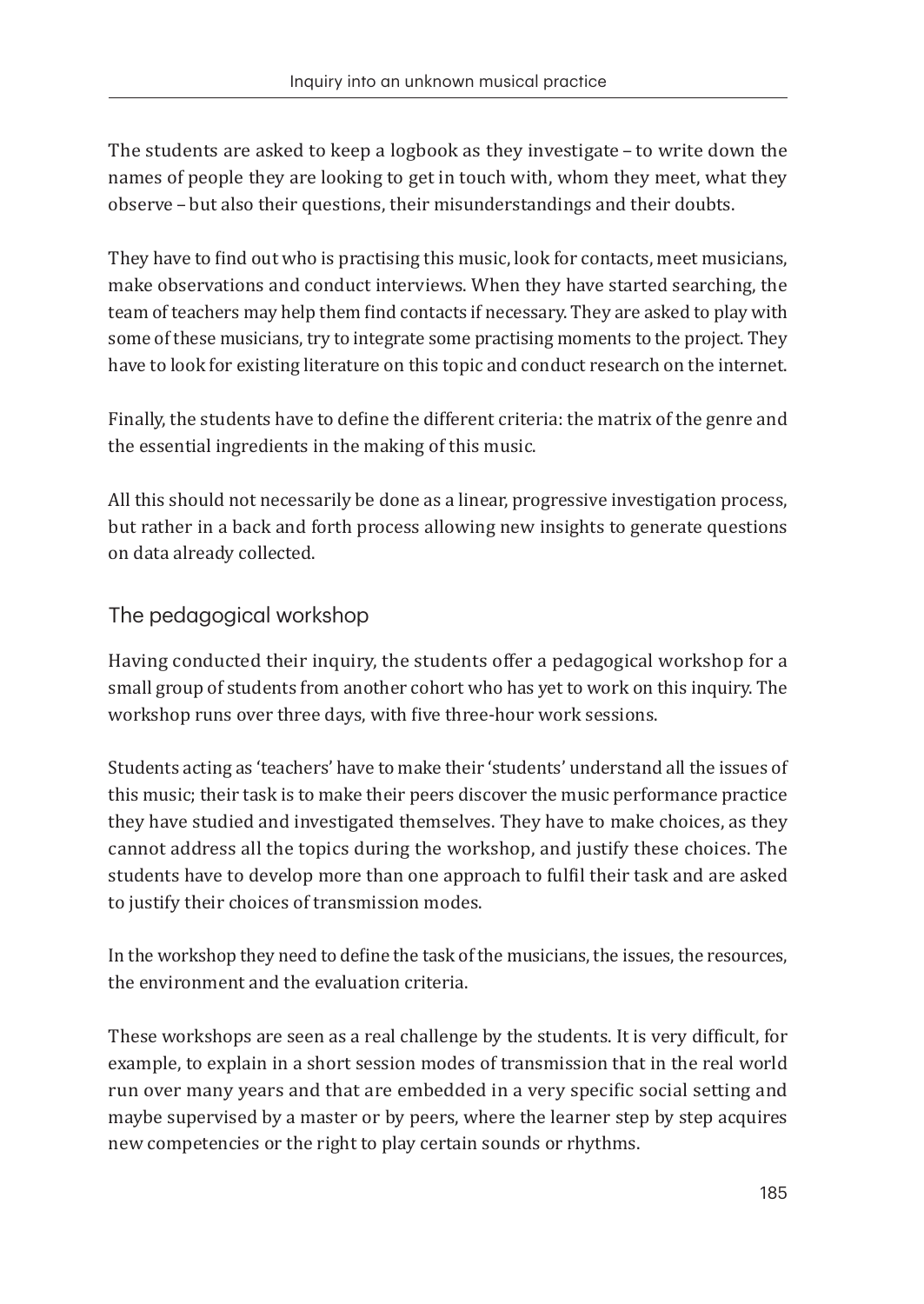The students are asked to keep a logbook as they investigate – to write down the names of people they are looking to get in touch with, whom they meet, what they observe – but also their questions, their misunderstandings and their doubts.

They have to find out who is practising this music, look for contacts, meet musicians, make observations and conduct interviews. When they have started searching, the team of teachers may help them find contacts if necessary. They are asked to play with some of these musicians, try to integrate some practising moments to the project. They have to look for existing literature on this topic and conduct research on the internet.

Finally, the students have to define the different criteria: the matrix of the genre and the essential ingredients in the making of this music.

All this should not necessarily be done as a linear, progressive investigation process, but rather in a back and forth process allowing new insights to generate questions on data already collected.

## The pedagogical workshop

Having conducted their inquiry, the students offer a pedagogical workshop for a small group of students from another cohort who has yet to work on this inquiry. The workshop runs over three days, with five three-hour work sessions.

Students acting as 'teachers' have to make their 'students' understand all the issues of this music; their task is to make their peers discover the music performance practice they have studied and investigated themselves. They have to make choices, as they cannot address all the topics during the workshop, and justify these choices. The students have to develop more than one approach to fulfil their task and are asked to justify their choices of transmission modes.

In the workshop they need to define the task of the musicians, the issues, the resources, the environment and the evaluation criteria.

These workshops are seen as a real challenge by the students. It is very difficult, for example, to explain in a short session modes of transmission that in the real world run over many years and that are embedded in a very specific social setting and maybe supervised by a master or by peers, where the learner step by step acquires new competencies or the right to play certain sounds or rhythms.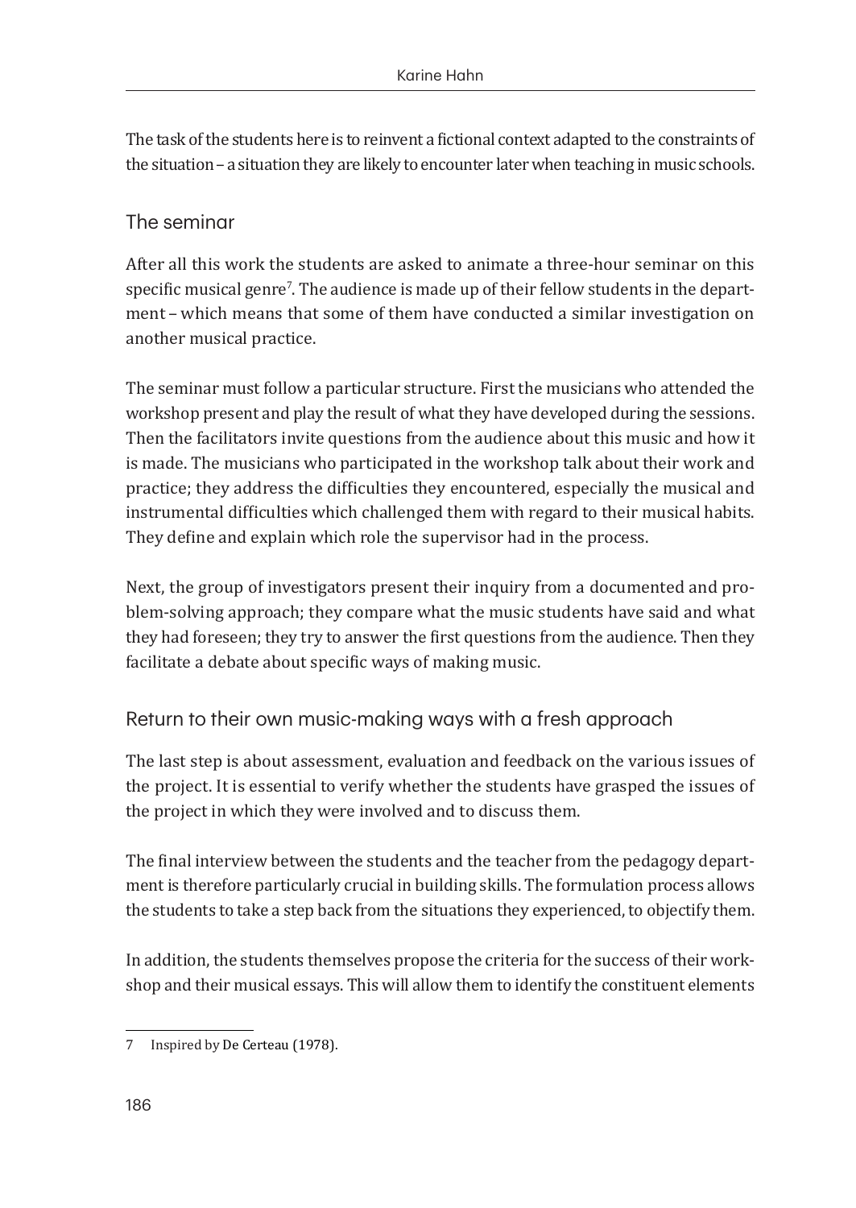The task of the students here is to reinvent a fictional context adapted to the constraints of the situation – a situation they are likely to encounter later when teaching in music schools.

## The seminar

After all this work the students are asked to animate a three-hour seminar on this specific musical genre[7]. The audience is made up of their fellow students in the department – which means that some of them have conducted a similar investigation on another musical practice.

The seminar must follow a particular structure. First the musicians who attended the workshop present and play the result of what they have developed during the sessions. Then the facilitators invite questions from the audience about this music and how it is made. The musicians who participated in the workshop talk about their work and practice; they address the difficulties they encountered, especially the musical and instrumental difficulties which challenged them with regard to their musical habits. They define and explain which role the supervisor had in the process.

Next, the group of investigators present their inquiry from a documented and problem-solving approach; they compare what the music students have said and what they had foreseen; they try to answer the first questions from the audience. Then they facilitate a debate about specific ways of making music.

## Return to their own music-making ways with a fresh approach

The last step is about assessment, evaluation and feedback on the various issues of the project. It is essential to verify whether the students have grasped the issues of the project in which they were involved and to discuss them.

The final interview between the students and the teacher from the pedagogy department is therefore particularly crucial in building skills. The formulation process allows the students to take a step back from the situations they experienced, to objectify them.

In addition, the students themselves propose the criteria for the success of their workshop and their musical essays. This will allow them to identify the constituent elements

---

7 Inspired by De Certeau (1978).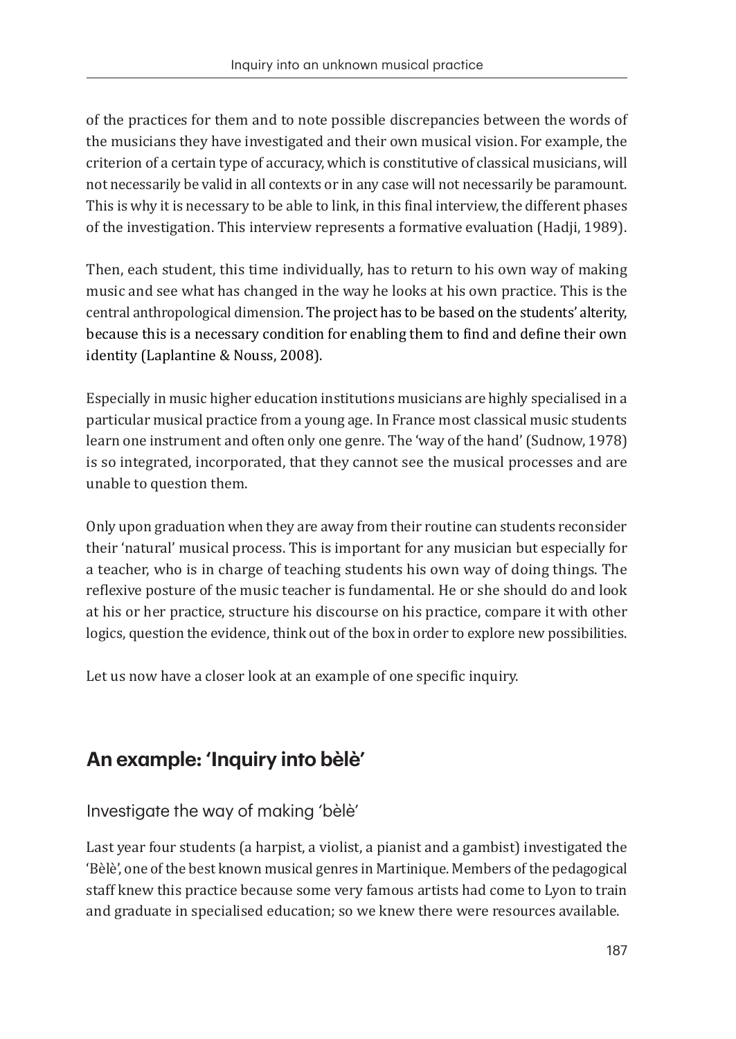of the practices for them and to note possible discrepancies between the words of the musicians they have investigated and their own musical vision. For example, the criterion of a certain type of accuracy, which is constitutive of classical musicians, will not necessarily be valid in all contexts or in any case will not necessarily be paramount. This is why it is necessary to be able to link, in this final interview, the different phases of the investigation. This interview represents a formative evaluation (Hadji, 1989).

Then, each student, this time individually, has to return to his own way of making music and see what has changed in the way he looks at his own practice. This is the central anthropological dimension. The project has to be based on the students' alterity, because this is a necessary condition for enabling them to find and define their own identity (Laplantine & Nouss, 2008).

Especially in music higher education institutions musicians are highly specialised in a particular musical practice from a young age. In France most classical music students learn one instrument and often only one genre. The 'way of the hand' (Sudnow, 1978) is so integrated, incorporated, that they cannot see the musical processes and are unable to question them.

Only upon graduation when they are away from their routine can students reconsider their 'natural' musical process. This is important for any musician but especially for a teacher, who is in charge of teaching students his own way of doing things. The reflexive posture of the music teacher is fundamental. He or she should do and look at his or her practice, structure his discourse on his practice, compare it with other logics, question the evidence, think out of the box in order to explore new possibilities.

Let us now have a closer look at an example of one specific inquiry.

## An example: 'Inquiry into bèlè'

### Investigate the way of making 'bèlè'

Last year four students (a harpist, a violist, a pianist and a gambist) investigated the 'Bèlè', one of the best known musical genres in Martinique. Members of the pedagogical staff knew this practice because some very famous artists had come to Lyon to train and graduate in specialised education; so we knew there were resources available.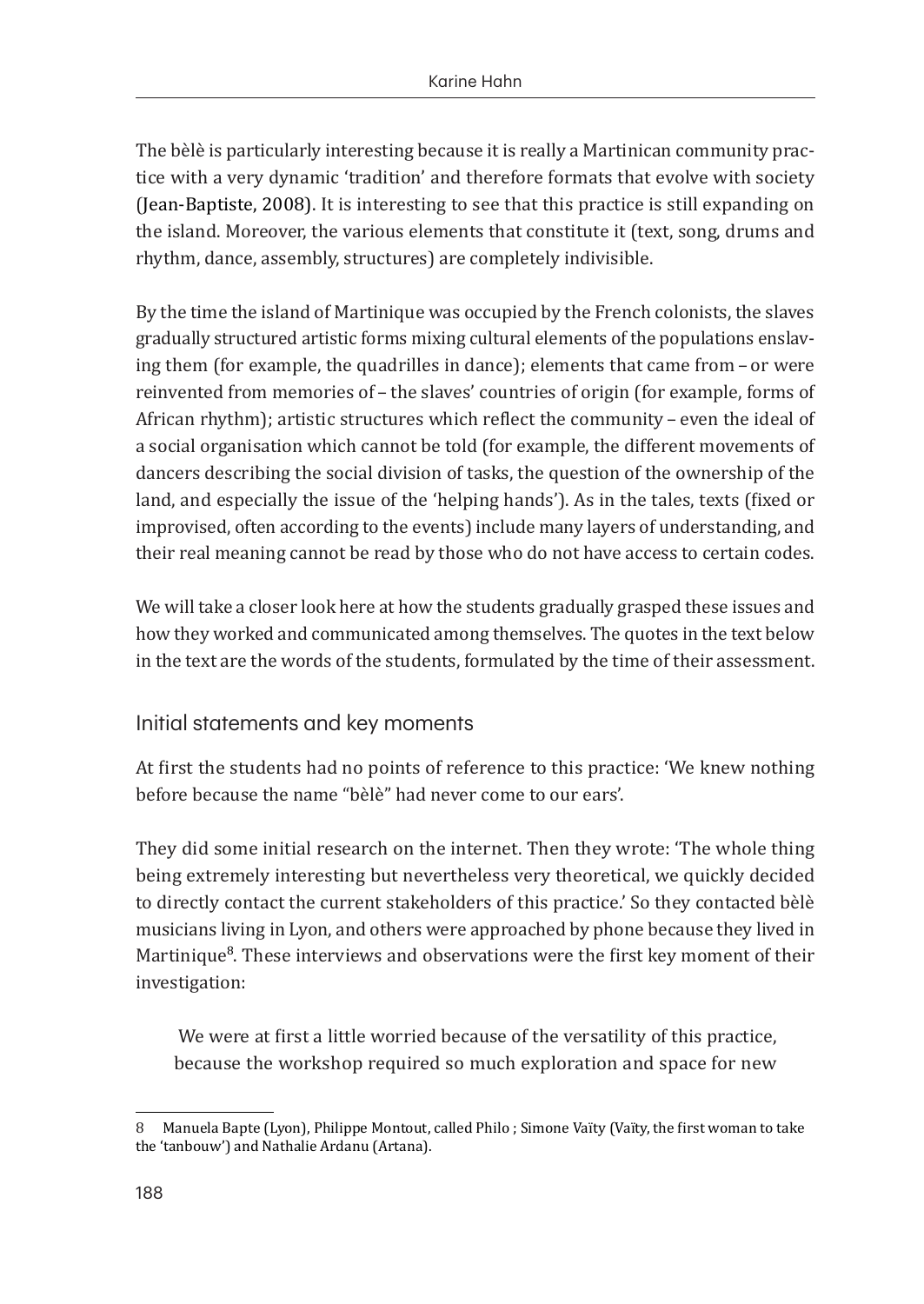The bèlè is particularly interesting because it is really a Martinican community practice with a very dynamic 'tradition' and therefore formats that evolve with society (Jean-Baptiste, 2008). It is interesting to see that this practice is still expanding on the island. Moreover, the various elements that constitute it (text, song, drums and rhythm, dance, assembly, structures) are completely indivisible.

By the time the island of Martinique was occupied by the French colonists, the slaves gradually structured artistic forms mixing cultural elements of the populations enslaving them (for example, the quadrilles in dance); elements that came from – or were reinvented from memories of – the slaves' countries of origin (for example, forms of African rhythm); artistic structures which reflect the community – even the ideal of a social organisation which cannot be told (for example, the different movements of dancers describing the social division of tasks, the question of the ownership of the land, and especially the issue of the 'helping hands'). As in the tales, texts (fixed or improvised, often according to the events) include many layers of understanding, and their real meaning cannot be read by those who do not have access to certain codes.

We will take a closer look here at how the students gradually grasped these issues and how they worked and communicated among themselves. The quotes in the text below in the text are the words of the students, formulated by the time of their assessment.

## Initial statements and key moments

At first the students had no points of reference to this practice: 'We knew nothing before because the name "bèlè" had never come to our ears'.

They did some initial research on the internet. Then they wrote: 'The whole thing being extremely interesting but nevertheless very theoretical, we quickly decided to directly contact the current stakeholders of this practice.' So they contacted bèlè musicians living in Lyon, and others were approached by phone because they lived in Martinique[8]. These interviews and observations were the first key moment of their investigation:

> We were at first a little worried because of the versatility of this practice, because the workshop required so much exploration and space for new

8 Manuela Bapte (Lyon), Philippe Montout, called Philo ; Simone Vaïty (Vaïty, the first woman to take the 'tanbouw') and Nathalie Ardanu (Artana).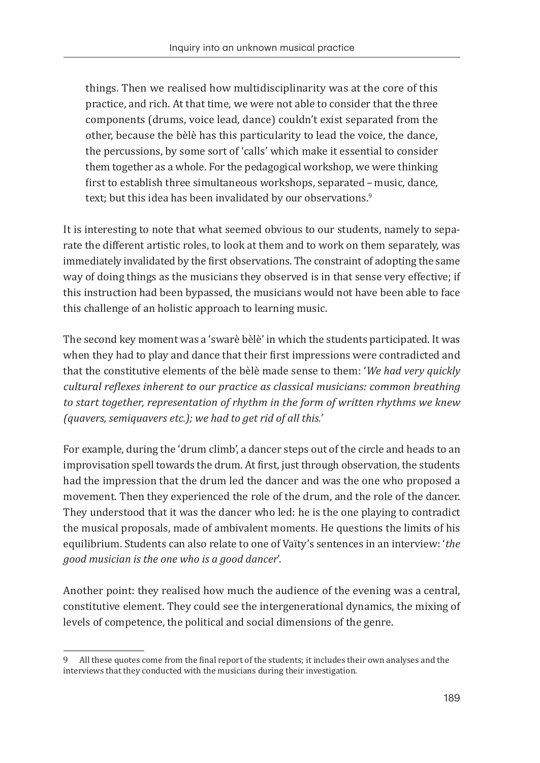> things. Then we realised how multidisciplinarity was at the core of this practice, and rich. At that time, we were not able to consider that the three components (drums, voice lead, dance) couldn't exist separated from the other, because the bèlè has this particularity to lead the voice, the dance, the percussions, by some sort of 'calls' which make it essential to consider them together as a whole. For the pedagogical workshop, we were thinking first to establish three simultaneous workshops, separated – music, dance, text; but this idea has been invalidated by our observations.[9]

It is interesting to note that what seemed obvious to our students, namely to separate the different artistic roles, to look at them and to work on them separately, was immediately invalidated by the first observations. The constraint of adopting the same way of doing things as the musicians they observed is in that sense very effective; if this instruction had been bypassed, the musicians would not have been able to face this challenge of an holistic approach to learning music.

The second key moment was a 'swarè bèlè' in which the students participated. It was when they had to play and dance that their first impressions were contradicted and that the constitutive elements of the bèlè made sense to them: '*We had very quickly cultural reflexes inherent to our practice as classical musicians: common breathing to start together, representation of rhythm in the form of written rhythms we knew (quavers, semiquavers etc.); we had to get rid of all this.*'

For example, during the 'drum climb', a dancer steps out of the circle and heads to an improvisation spell towards the drum. At first, just through observation, the students had the impression that the drum led the dancer and was the one who proposed a movement. Then they experienced the role of the drum, and the role of the dancer. They understood that it was the dancer who led: he is the one playing to contradict the musical proposals, made of ambivalent moments. He questions the limits of his equilibrium. Students can also relate to one of Vaïty's sentences in an interview: '*the good musician is the one who is a good dancer*'.

Another point: they realised how much the audience of the evening was a central, constitutive element. They could see the intergenerational dynamics, the mixing of levels of competence, the political and social dimensions of the genre.

---

9 All these quotes come from the final report of the students; it includes their own analyses and the interviews that they conducted with the musicians during their investigation.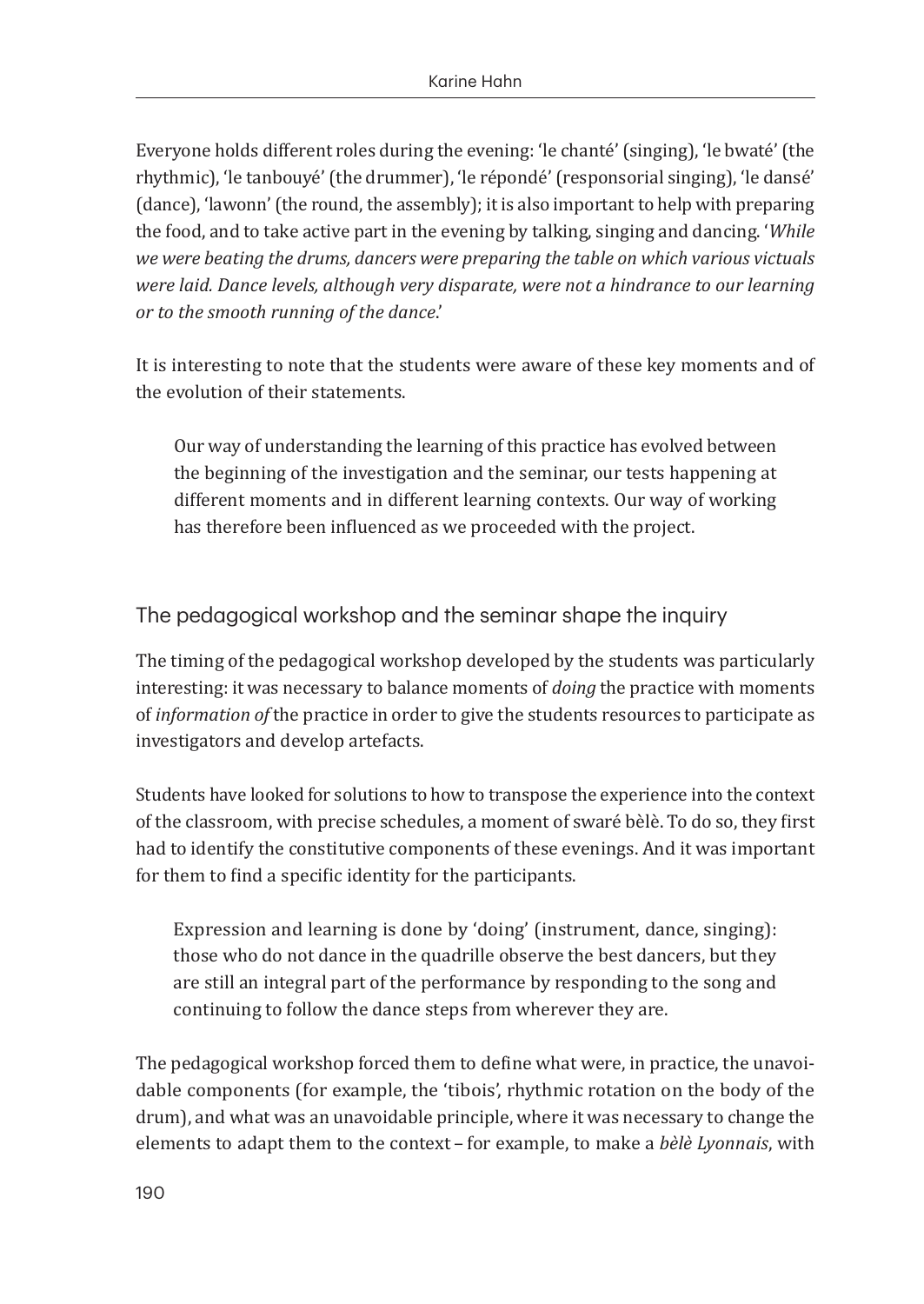Everyone holds different roles during the evening: 'le chanté' (singing), 'le bwaté' (the rhythmic), 'le tanbouyé' (the drummer), 'le répondé' (responsorial singing), 'le dansé' (dance), 'lawonn' (the round, the assembly); it is also important to help with preparing the food, and to take active part in the evening by talking, singing and dancing. '*While we were beating the drums, dancers were preparing the table on which various victuals were laid. Dance levels, although very disparate, were not a hindrance to our learning or to the smooth running of the dance*.'

It is interesting to note that the students were aware of these key moments and of the evolution of their statements.

> Our way of understanding the learning of this practice has evolved between the beginning of the investigation and the seminar, our tests happening at different moments and in different learning contexts. Our way of working has therefore been influenced as we proceeded with the project.

## The pedagogical workshop and the seminar shape the inquiry

The timing of the pedagogical workshop developed by the students was particularly interesting: it was necessary to balance moments of *doing* the practice with moments of *information of* the practice in order to give the students resources to participate as investigators and develop artefacts.

Students have looked for solutions to how to transpose the experience into the context of the classroom, with precise schedules, a moment of swaré bèlè. To do so, they first had to identify the constitutive components of these evenings. And it was important for them to find a specific identity for the participants.

> Expression and learning is done by 'doing' (instrument, dance, singing): those who do not dance in the quadrille observe the best dancers, but they are still an integral part of the performance by responding to the song and continuing to follow the dance steps from wherever they are.

The pedagogical workshop forced them to define what were, in practice, the unavoidable components (for example, the 'tibois', rhythmic rotation on the body of the drum), and what was an unavoidable principle, where it was necessary to change the elements to adapt them to the context – for example, to make a *bèlè Lyonnais*, with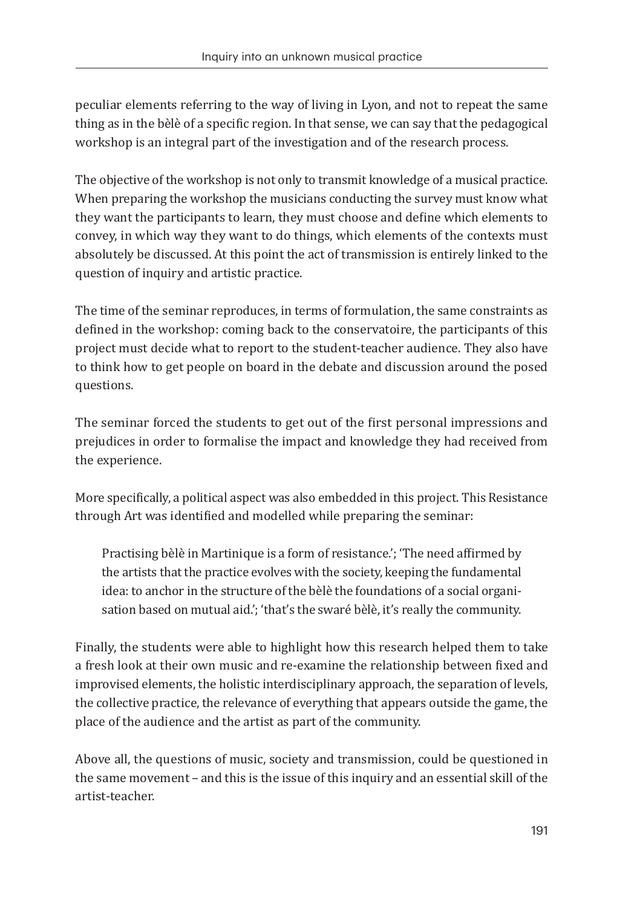peculiar elements referring to the way of living in Lyon, and not to repeat the same thing as in the bèlè of a specific region. In that sense, we can say that the pedagogical workshop is an integral part of the investigation and of the research process.

The objective of the workshop is not only to transmit knowledge of a musical practice. When preparing the workshop the musicians conducting the survey must know what they want the participants to learn, they must choose and define which elements to convey, in which way they want to do things, which elements of the contexts must absolutely be discussed. At this point the act of transmission is entirely linked to the question of inquiry and artistic practice.

The time of the seminar reproduces, in terms of formulation, the same constraints as defined in the workshop: coming back to the conservatoire, the participants of this project must decide what to report to the student-teacher audience. They also have to think how to get people on board in the debate and discussion around the posed questions.

The seminar forced the students to get out of the first personal impressions and prejudices in order to formalise the impact and knowledge they had received from the experience.

More specifically, a political aspect was also embedded in this project. This Resistance through Art was identified and modelled while preparing the seminar:

> Practising bèlè in Martinique is a form of resistance.'; 'The need affirmed by the artists that the practice evolves with the society, keeping the fundamental idea: to anchor in the structure of the bèlè the foundations of a social organisation based on mutual aid.'; 'that's the swaré bèlè, it's really the community.

Finally, the students were able to highlight how this research helped them to take a fresh look at their own music and re-examine the relationship between fixed and improvised elements, the holistic interdisciplinary approach, the separation of levels, the collective practice, the relevance of everything that appears outside the game, the place of the audience and the artist as part of the community.

Above all, the questions of music, society and transmission, could be questioned in the same movement – and this is the issue of this inquiry and an essential skill of the artist-teacher.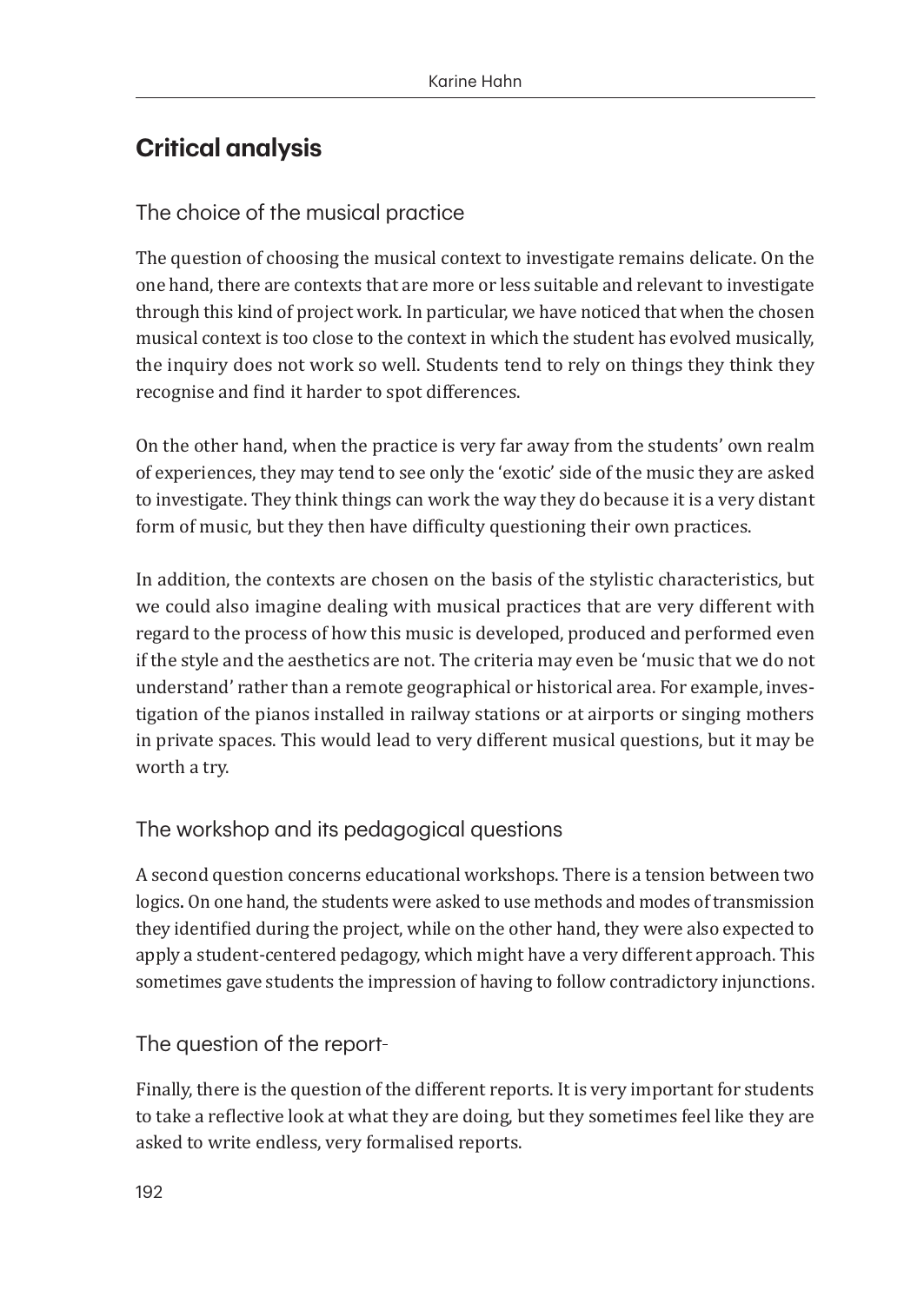## Critical analysis

### The choice of the musical practice

The question of choosing the musical context to investigate remains delicate. On the one hand, there are contexts that are more or less suitable and relevant to investigate through this kind of project work. In particular, we have noticed that when the chosen musical context is too close to the context in which the student has evolved musically, the inquiry does not work so well. Students tend to rely on things they think they recognise and find it harder to spot differences.

On the other hand, when the practice is very far away from the students' own realm of experiences, they may tend to see only the 'exotic' side of the music they are asked to investigate. They think things can work the way they do because it is a very distant form of music, but they then have difficulty questioning their own practices.

In addition, the contexts are chosen on the basis of the stylistic characteristics, but we could also imagine dealing with musical practices that are very different with regard to the process of how this music is developed, produced and performed even if the style and the aesthetics are not. The criteria may even be 'music that we do not understand' rather than a remote geographical or historical area. For example, investigation of the pianos installed in railway stations or at airports or singing mothers in private spaces. This would lead to very different musical questions, but it may be worth a try.

### The workshop and its pedagogical questions

A second question concerns educational workshops. There is a tension between two logics**.** On one hand, the students were asked to use methods and modes of transmission they identified during the project, while on the other hand, they were also expected to apply a student-centered pedagogy, which might have a very different approach. This sometimes gave students the impression of having to follow contradictory injunctions.

### The question of the report-

Finally, there is the question of the different reports. It is very important for students to take a reflective look at what they are doing, but they sometimes feel like they are asked to write endless, very formalised reports.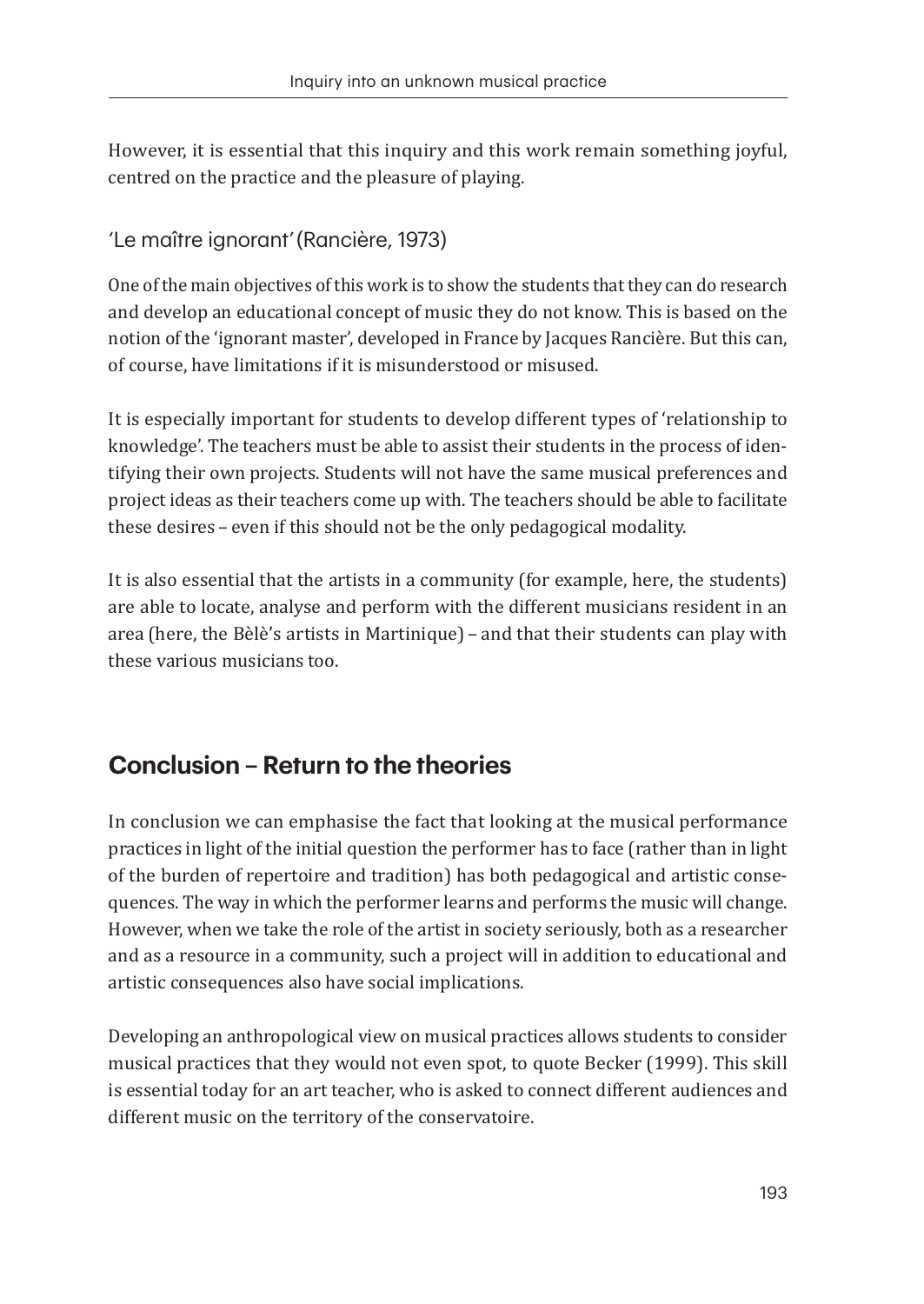However, it is essential that this inquiry and this work remain something joyful, centred on the practice and the pleasure of playing.

### 'Le maître ignorant' (Rancière, 1973)

One of the main objectives of this work is to show the students that they can do research and develop an educational concept of music they do not know. This is based on the notion of the 'ignorant master', developed in France by Jacques Rancière. But this can, of course, have limitations if it is misunderstood or misused.

It is especially important for students to develop different types of 'relationship to knowledge'. The teachers must be able to assist their students in the process of identifying their own projects. Students will not have the same musical preferences and project ideas as their teachers come up with. The teachers should be able to facilitate these desires – even if this should not be the only pedagogical modality.

It is also essential that the artists in a community (for example, here, the students) are able to locate, analyse and perform with the different musicians resident in an area (here, the Bèlè's artists in Martinique) – and that their students can play with these various musicians too.

## Conclusion – Return to the theories

In conclusion we can emphasise the fact that looking at the musical performance practices in light of the initial question the performer has to face (rather than in light of the burden of repertoire and tradition) has both pedagogical and artistic consequences. The way in which the performer learns and performs the music will change. However, when we take the role of the artist in society seriously, both as a researcher and as a resource in a community, such a project will in addition to educational and artistic consequences also have social implications.

Developing an anthropological view on musical practices allows students to consider musical practices that they would not even spot, to quote Becker (1999). This skill is essential today for an art teacher, who is asked to connect different audiences and different music on the territory of the conservatoire.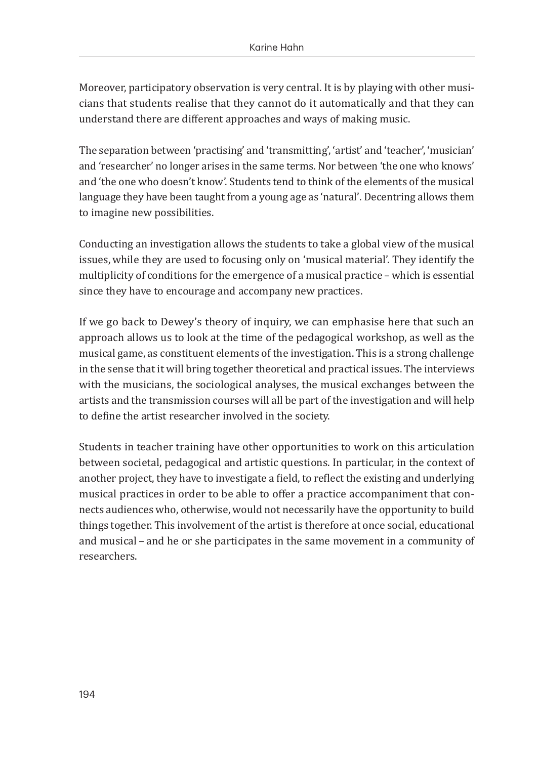Moreover, participatory observation is very central. It is by playing with other musicians that students realise that they cannot do it automatically and that they can understand there are different approaches and ways of making music.

The separation between 'practising' and 'transmitting', 'artist' and 'teacher', 'musician' and 'researcher' no longer arises in the same terms. Nor between 'the one who knows' and 'the one who doesn't know'. Students tend to think of the elements of the musical language they have been taught from a young age as 'natural'. Decentring allows them to imagine new possibilities.

Conducting an investigation allows the students to take a global view of the musical issues, while they are used to focusing only on 'musical material'. They identify the multiplicity of conditions for the emergence of a musical practice – which is essential since they have to encourage and accompany new practices.

If we go back to Dewey's theory of inquiry, we can emphasise here that such an approach allows us to look at the time of the pedagogical workshop, as well as the musical game, as constituent elements of the investigation. This is a strong challenge in the sense that it will bring together theoretical and practical issues. The interviews with the musicians, the sociological analyses, the musical exchanges between the artists and the transmission courses will all be part of the investigation and will help to define the artist researcher involved in the society.

Students in teacher training have other opportunities to work on this articulation between societal, pedagogical and artistic questions. In particular, in the context of another project, they have to investigate a field, to reflect the existing and underlying musical practices in order to be able to offer a practice accompaniment that connects audiences who, otherwise, would not necessarily have the opportunity to build things together. This involvement of the artist is therefore at once social, educational and musical – and he or she participates in the same movement in a community of researchers.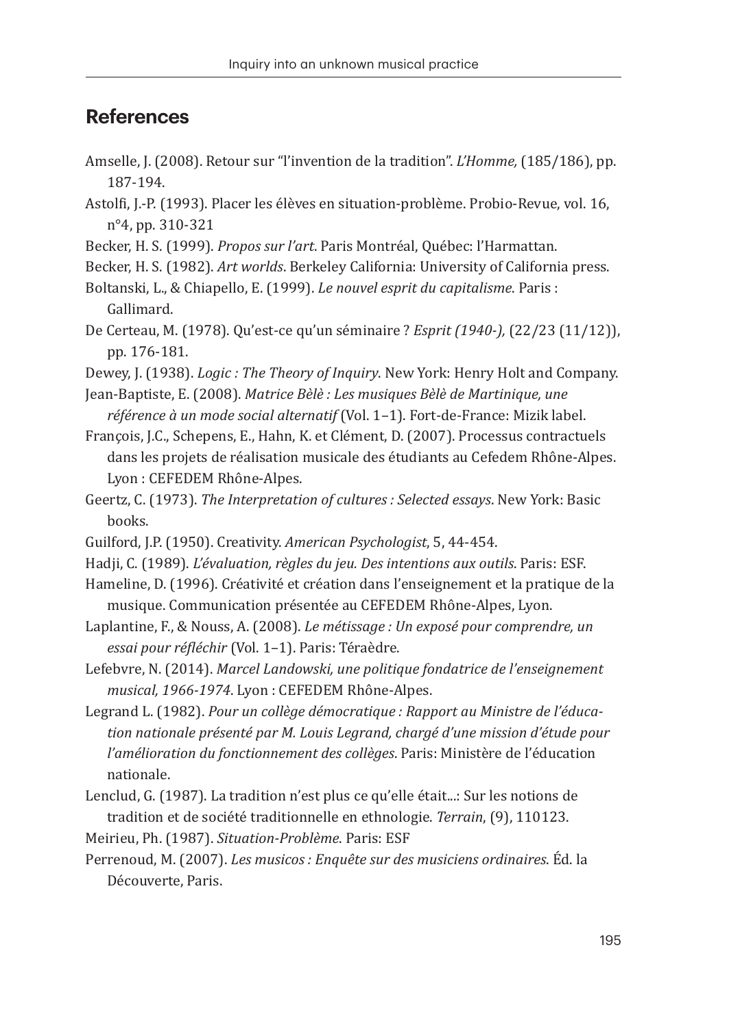## References

Amselle, J. (2008). Retour sur "l'invention de la tradition". *L'Homme,* (185/186), pp. 187-194.

Astolfi, J.-P. (1993). Placer les élèves en situation-problème. Probio-Revue, vol. 16, n°4, pp. 310-321

Becker, H. S. (1999). *Propos sur l'art*. Paris Montréal, Québec: l'Harmattan.

Becker, H. S. (1982). *Art worlds*. Berkeley California: University of California press.

Boltanski, L., & Chiapello, E. (1999). *Le nouvel esprit du capitalisme*. Paris : Gallimard.

De Certeau, M. (1978). Qu'est-ce qu'un séminaire ? *Esprit (1940-),* (22/23 (11/12)), pp. 176-181.

Dewey, J. (1938). *Logic : The Theory of Inquiry*. New York: Henry Holt and Company.

Jean-Baptiste, E. (2008). *Matrice Bèlè : Les musiques Bèlè de Martinique, une référence à un mode social alternatif* (Vol. 1–1). Fort-de-France: Mizik label.

François, J.C., Schepens, E., Hahn, K. et Clément, D. (2007). Processus contractuels dans les projets de réalisation musicale des étudiants au Cefedem Rhône-Alpes. Lyon : CEFEDEM Rhône-Alpes.

Geertz, C. (1973). *The Interpretation of cultures : Selected essays*. New York: Basic books.

Guilford, J.P. (1950). Creativity. *American Psychologist*, 5, 44-454.

Hadji, C. (1989). *L'évaluation, règles du jeu. Des intentions aux outils*. Paris: ESF.

Hameline, D. (1996). Créativité et création dans l'enseignement et la pratique de la musique. Communication présentée au CEFEDEM Rhône-Alpes, Lyon.

Laplantine, F., & Nouss, A. (2008). *Le métissage : Un exposé pour comprendre, un essai pour réfléchir* (Vol. 1–1). Paris: Téraèdre.

Lefebvre, N. (2014). *Marcel Landowski, une politique fondatrice de l'enseignement musical, 1966-1974*. Lyon : CEFEDEM Rhône-Alpes.

Legrand L. (1982). *Pour un collège démocratique : Rapport au Ministre de l'éducation nationale présenté par M. Louis Legrand, chargé d'une mission d'étude pour l'amélioration du fonctionnement des collèges*. Paris: Ministère de l'éducation nationale.

Lenclud, G. (1987). La tradition n'est plus ce qu'elle était...: Sur les notions de tradition et de société traditionnelle en ethnologie. *Terrain*, (9), 110123.

Meirieu, Ph. (1987). *Situation-Problème*. Paris: ESF

Perrenoud, M. (2007). *Les musicos : Enquête sur des musiciens ordinaires*. Éd. la Découverte, Paris.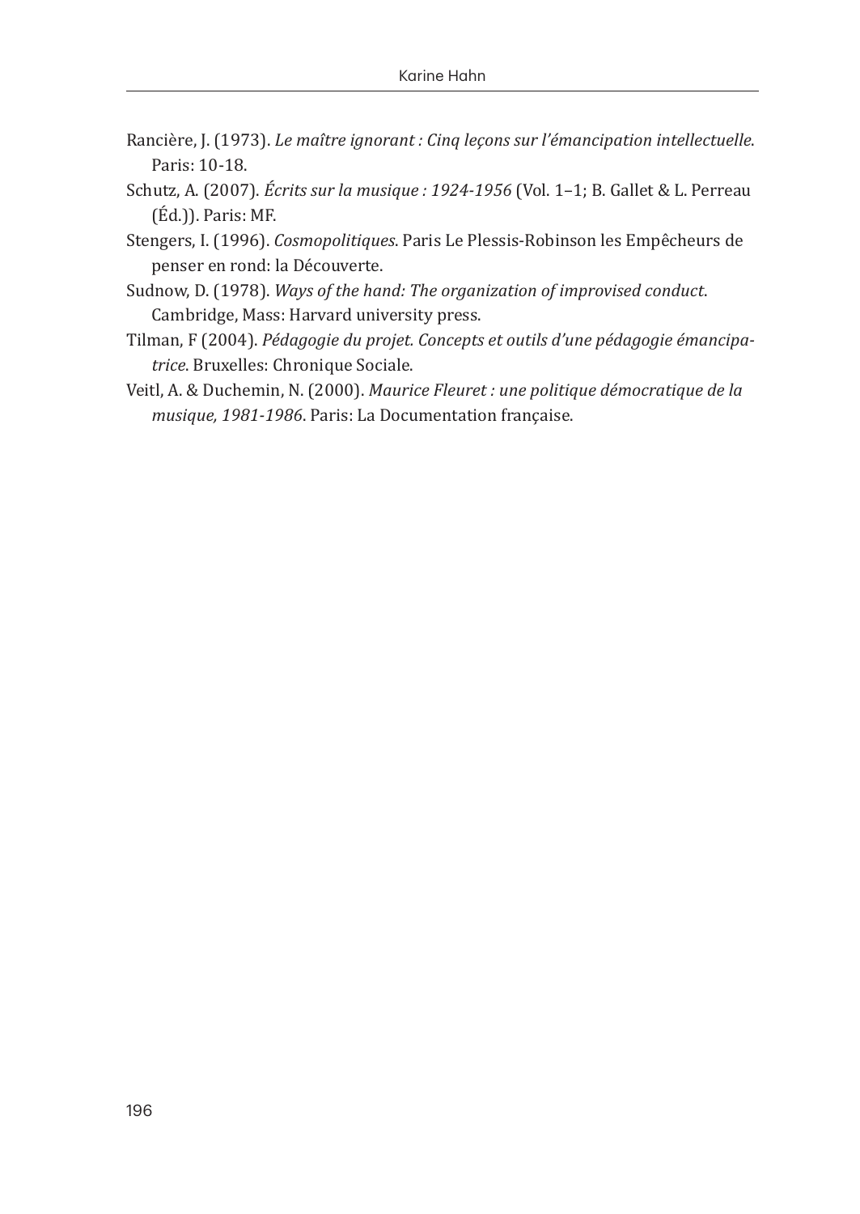Rancière, J. (1973). *Le maître ignorant : Cinq leçons sur l'émancipation intellectuelle*. Paris: 10-18.

Schutz, A. (2007). *Écrits sur la musique : 1924-1956* (Vol. 1–1; B. Gallet & L. Perreau (Éd.)). Paris: MF.

Stengers, I. (1996). *Cosmopolitiques*. Paris Le Plessis-Robinson les Empêcheurs de penser en rond: la Découverte.

Sudnow, D. (1978). *Ways of the hand: The organization of improvised conduct*. Cambridge, Mass: Harvard university press.

Tilman, F (2004). *Pédagogie du projet. Concepts et outils d'une pédagogie émancipatrice*. Bruxelles: Chronique Sociale.

Veitl, A. & Duchemin, N. (2000). *Maurice Fleuret : une politique démocratique de la musique, 1981-1986*. Paris: La Documentation française.